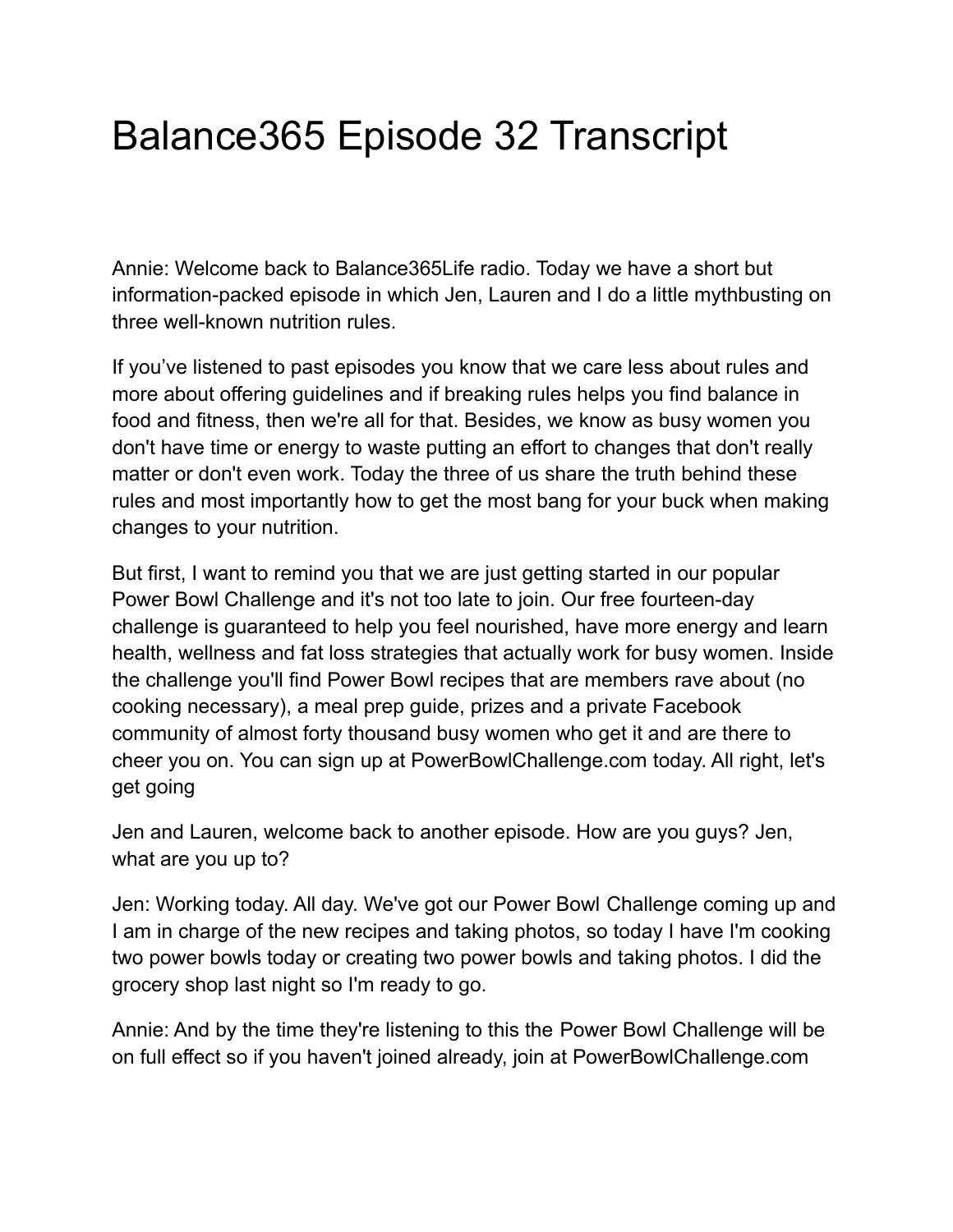# Balance365 Episode 32 Transcript

Annie: Welcome back to Balance365Life radio. Today we have a short but information-packed episode in which Jen, Lauren and I do a little mythbusting on three well-known nutrition rules.

If you've listened to past episodes you know that we care less about rules and more about offering guidelines and if breaking rules helps you find balance in food and fitness, then we're all for that. Besides, we know as busy women you don't have time or energy to waste putting an effort to changes that don't really matter or don't even work. Today the three of us share the truth behind these rules and most importantly how to get the most bang for your buck when making changes to your nutrition.

But first, I want to remind you that we are just getting started in our popular Power Bowl Challenge and it's not too late to join. Our free fourteen-day challenge is guaranteed to help you feel nourished, have more energy and learn health, wellness and fat loss strategies that actually work for busy women. Inside the challenge you'll find Power Bowl recipes that are members rave about (no cooking necessary), a meal prep guide, prizes and a private Facebook community of almost forty thousand busy women who get it and are there to cheer you on. You can sign up at PowerBowlChallenge.com today. All right, let's get going

Jen and Lauren, welcome back to another episode. How are you guys? Jen, what are you up to?

Jen: Working today. All day. We've got our Power Bowl Challenge coming up and I am in charge of the new recipes and taking photos, so today I have I'm cooking two power bowls today or creating two power bowls and taking photos. I did the grocery shop last night so I'm ready to go.

Annie: And by the time they're listening to this the Power Bowl Challenge will be on full effect so if you haven't joined already, join at PowerBowlChallenge.com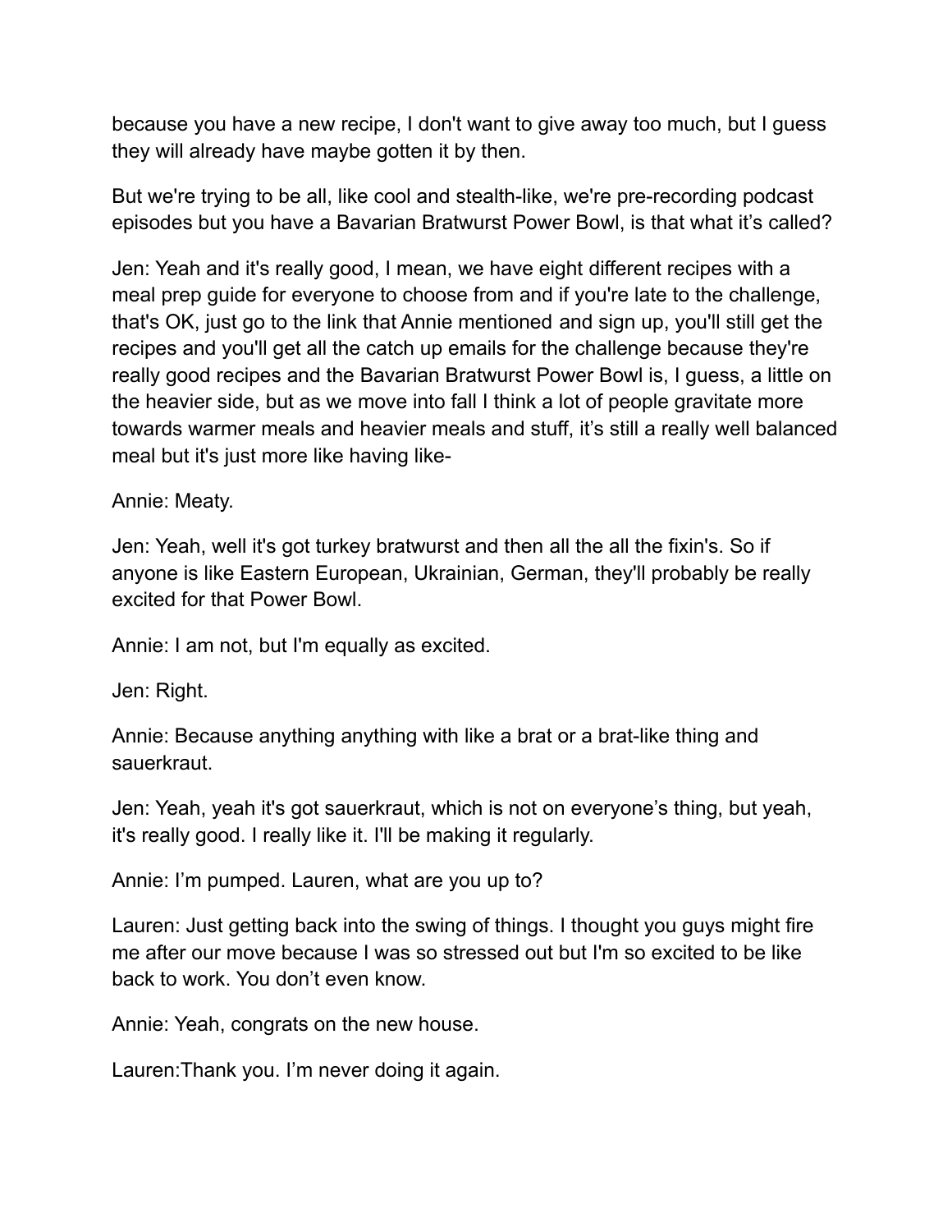because you have a new recipe, I don't want to give away too much, but I guess they will already have maybe gotten it by then.

But we're trying to be all, like cool and stealth-like, we're pre-recording podcast episodes but you have a Bavarian Bratwurst Power Bowl, is that what it's called?

Jen: Yeah and it's really good, I mean, we have eight different recipes with a meal prep guide for everyone to choose from and if you're late to the challenge, that's OK, just go to the link that Annie mentioned and sign up, you'll still get the recipes and you'll get all the catch up emails for the challenge because they're really good recipes and the Bavarian Bratwurst Power Bowl is, I guess, a little on the heavier side, but as we move into fall I think a lot of people gravitate more towards warmer meals and heavier meals and stuff, it's still a really well balanced meal but it's just more like having like-

Annie: Meaty.

Jen: Yeah, well it's got turkey bratwurst and then all the all the fixin's. So if anyone is like Eastern European, Ukrainian, German, they'll probably be really excited for that Power Bowl.

Annie: I am not, but I'm equally as excited.

Jen: Right.

Annie: Because anything anything with like a brat or a brat-like thing and sauerkraut.

Jen: Yeah, yeah it's got sauerkraut, which is not on everyone's thing, but yeah, it's really good. I really like it. I'll be making it regularly.

Annie: I'm pumped. Lauren, what are you up to?

Lauren: Just getting back into the swing of things. I thought you guys might fire me after our move because I was so stressed out but I'm so excited to be like back to work. You don't even know.

Annie: Yeah, congrats on the new house.

Lauren:Thank you. I'm never doing it again.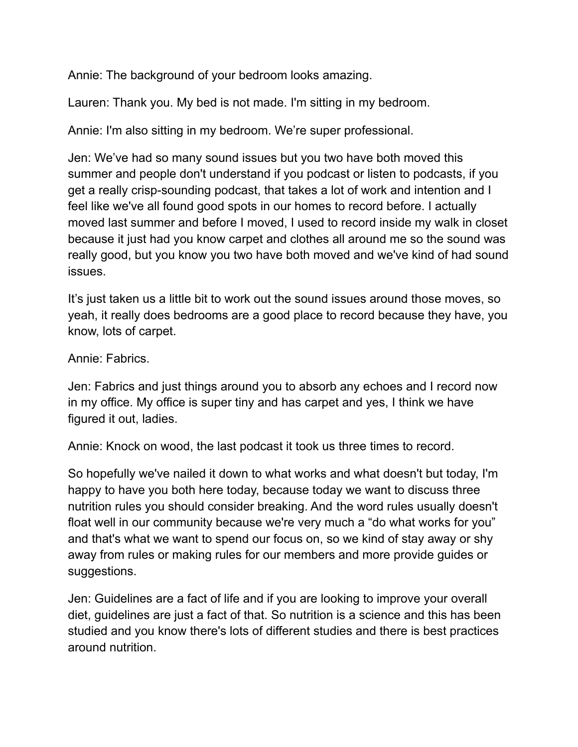Annie: The background of your bedroom looks amazing.

Lauren: Thank you. My bed is not made. I'm sitting in my bedroom.

Annie: I'm also sitting in my bedroom. We're super professional.

Jen: We've had so many sound issues but you two have both moved this summer and people don't understand if you podcast or listen to podcasts, if you get a really crisp-sounding podcast, that takes a lot of work and intention and I feel like we've all found good spots in our homes to record before. I actually moved last summer and before I moved, I used to record inside my walk in closet because it just had you know carpet and clothes all around me so the sound was really good, but you know you two have both moved and we've kind of had sound issues.

It's just taken us a little bit to work out the sound issues around those moves, so yeah, it really does bedrooms are a good place to record because they have, you know, lots of carpet.

Annie: Fabrics.

Jen: Fabrics and just things around you to absorb any echoes and I record now in my office. My office is super tiny and has carpet and yes, I think we have figured it out, ladies.

Annie: Knock on wood, the last podcast it took us three times to record.

So hopefully we've nailed it down to what works and what doesn't but today, I'm happy to have you both here today, because today we want to discuss three nutrition rules you should consider breaking. And the word rules usually doesn't float well in our community because we're very much a "do what works for you" and that's what we want to spend our focus on, so we kind of stay away or shy away from rules or making rules for our members and more provide guides or suggestions.

Jen: Guidelines are a fact of life and if you are looking to improve your overall diet, guidelines are just a fact of that. So nutrition is a science and this has been studied and you know there's lots of different studies and there is best practices around nutrition.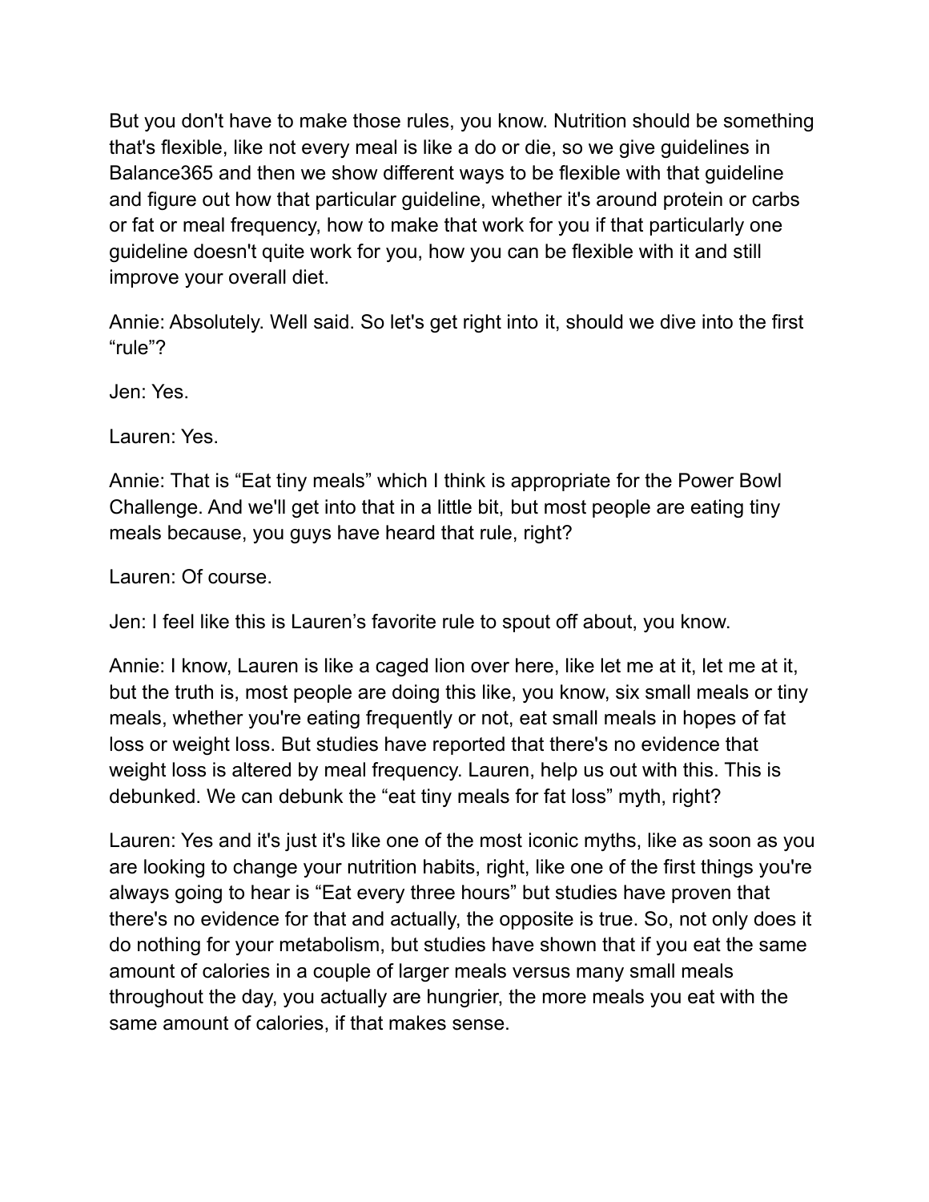But you don't have to make those rules, you know. Nutrition should be something that's flexible, like not every meal is like a do or die, so we give guidelines in Balance365 and then we show different ways to be flexible with that guideline and figure out how that particular guideline, whether it's around protein or carbs or fat or meal frequency, how to make that work for you if that particularly one guideline doesn't quite work for you, how you can be flexible with it and still improve your overall diet.

Annie: Absolutely. Well said. So let's get right into it, should we dive into the first “rule”?

Jen: Yes.

Lauren: Yes.

Annie: That is “Eat tiny meals” which I think is appropriate for the Power Bowl Challenge. And we'll get into that in a little bit, but most people are eating tiny meals because, you guys have heard that rule, right?

Lauren: Of course.

Jen: I feel like this is Lauren’s favorite rule to spout off about, you know.

Annie: I know, Lauren is like a caged lion over here, like let me at it, let me at it, but the truth is, most people are doing this like, you know, six small meals or tiny meals, whether you're eating frequently or not, eat small meals in hopes of fat loss or weight loss. But studies have reported that there's no evidence that weight loss is altered by meal frequency. Lauren, help us out with this. This is debunked. We can debunk the “eat tiny meals for fat loss” myth, right?

Lauren: Yes and it's just it's like one of the most iconic myths, like as soon as you are looking to change your nutrition habits, right, like one of the first things you're always going to hear is “Eat every three hours” but studies have proven that there's no evidence for that and actually, the opposite is true. So, not only does it do nothing for your metabolism, but studies have shown that if you eat the same amount of calories in a couple of larger meals versus many small meals throughout the day, you actually are hungrier, the more meals you eat with the same amount of calories, if that makes sense.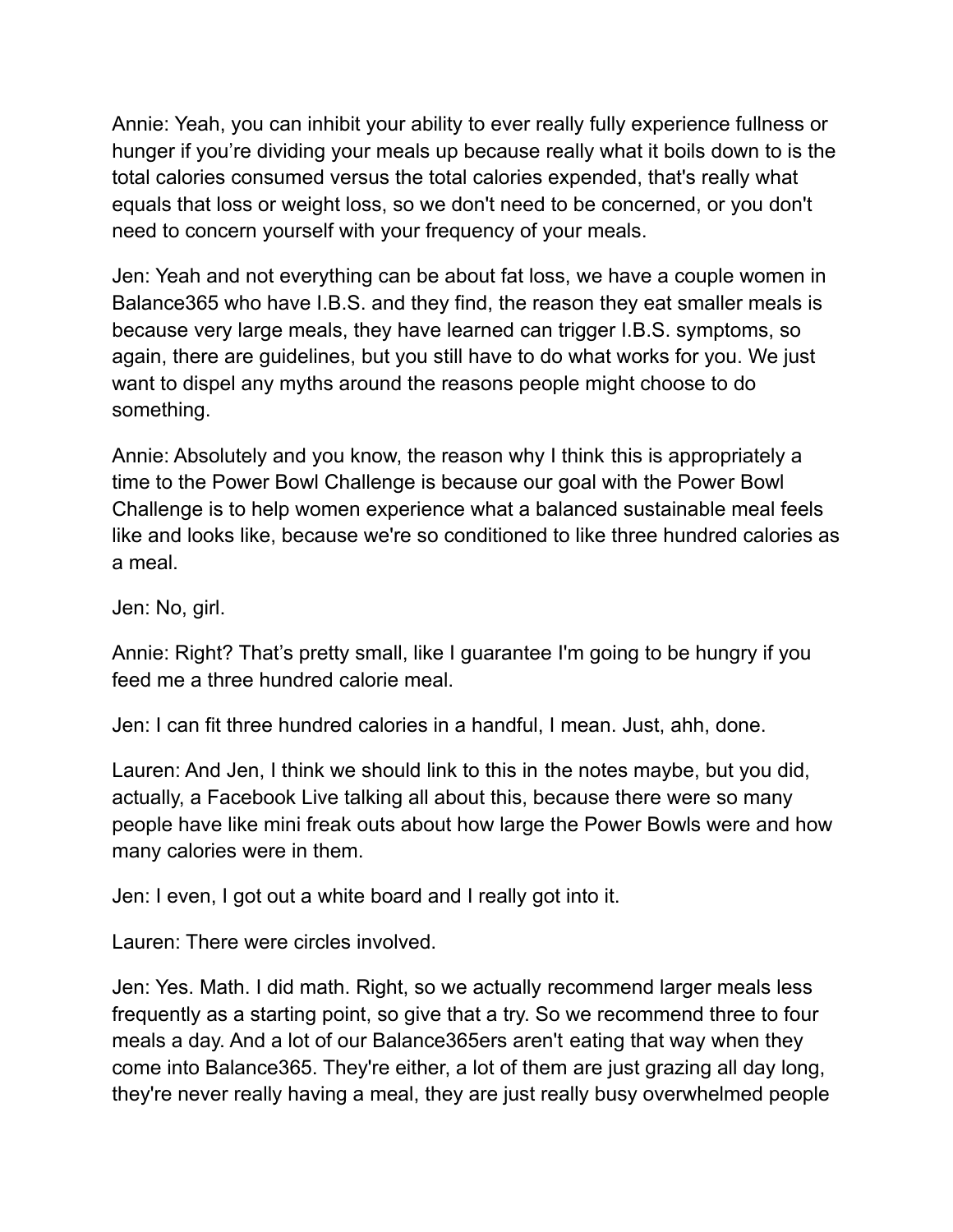Annie: Yeah, you can inhibit your ability to ever really fully experience fullness or hunger if you're dividing your meals up because really what it boils down to is the total calories consumed versus the total calories expended, that's really what equals that loss or weight loss, so we don't need to be concerned, or you don't need to concern yourself with your frequency of your meals.

Jen: Yeah and not everything can be about fat loss, we have a couple women in Balance365 who have I.B.S. and they find, the reason they eat smaller meals is because very large meals, they have learned can trigger I.B.S. symptoms, so again, there are guidelines, but you still have to do what works for you. We just want to dispel any myths around the reasons people might choose to do something.

Annie: Absolutely and you know, the reason why I think this is appropriately a time to the Power Bowl Challenge is because our goal with the Power Bowl Challenge is to help women experience what a balanced sustainable meal feels like and looks like, because we're so conditioned to like three hundred calories as a meal.

Jen: No, girl.

Annie: Right? That's pretty small, like I guarantee I'm going to be hungry if you feed me a three hundred calorie meal.

Jen: I can fit three hundred calories in a handful, I mean. Just, ahh, done.

Lauren: And Jen, I think we should link to this in the notes maybe, but you did, actually, a Facebook Live talking all about this, because there were so many people have like mini freak outs about how large the Power Bowls were and how many calories were in them.

Jen: I even, I got out a white board and I really got into it.

Lauren: There were circles involved.

Jen: Yes. Math. I did math. Right, so we actually recommend larger meals less frequently as a starting point, so give that a try. So we recommend three to four meals a day. And a lot of our Balance365ers aren't eating that way when they come into Balance365. They're either, a lot of them are just grazing all day long, they're never really having a meal, they are just really busy overwhelmed people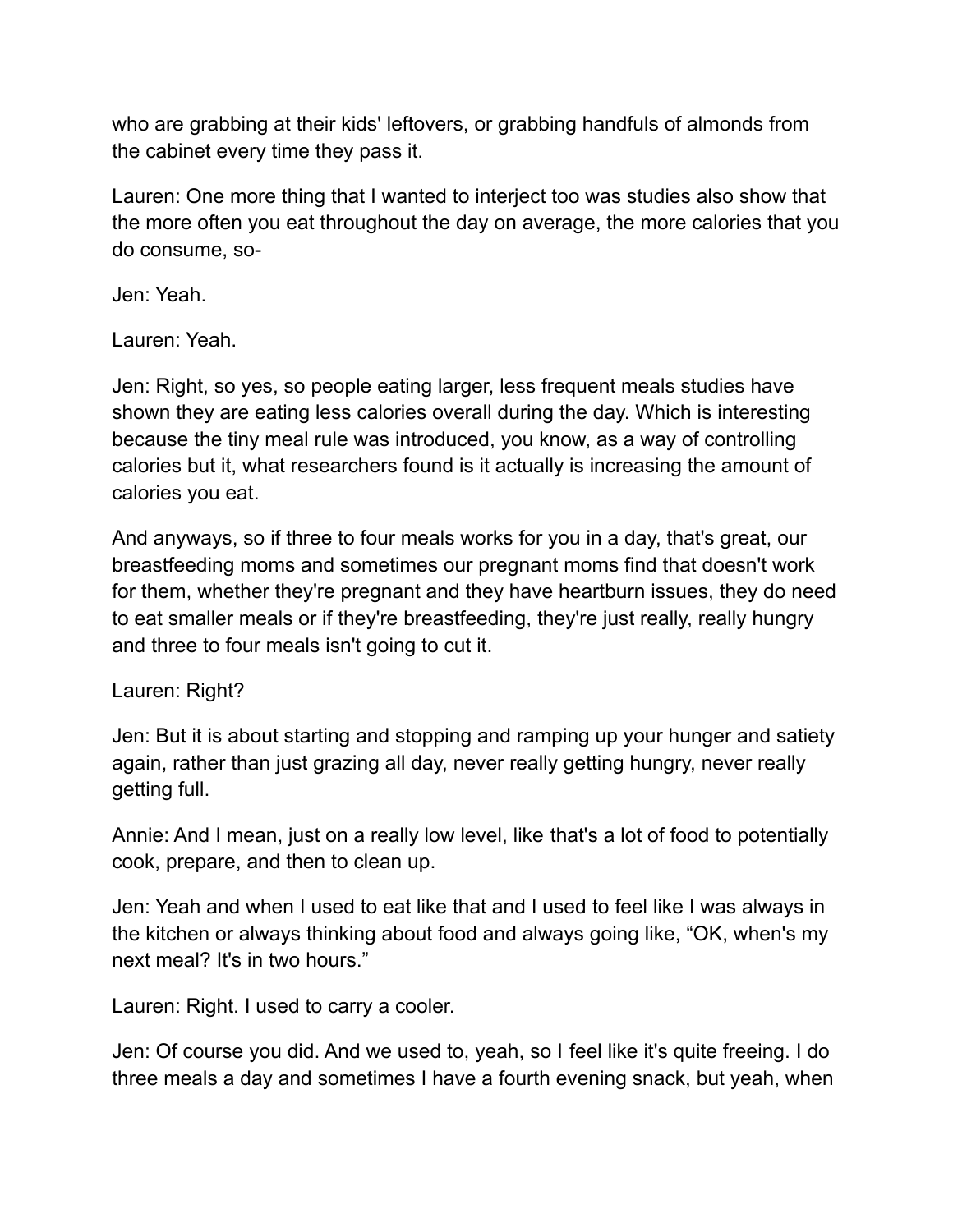who are grabbing at their kids' leftovers, or grabbing handfuls of almonds from the cabinet every time they pass it.

Lauren: One more thing that I wanted to interject too was studies also show that the more often you eat throughout the day on average, the more calories that you do consume, so-

Jen: Yeah.

Lauren: Yeah.

Jen: Right, so yes, so people eating larger, less frequent meals studies have shown they are eating less calories overall during the day. Which is interesting because the tiny meal rule was introduced, you know, as a way of controlling calories but it, what researchers found is it actually is increasing the amount of calories you eat.

And anyways, so if three to four meals works for you in a day, that's great, our breastfeeding moms and sometimes our pregnant moms find that doesn't work for them, whether they're pregnant and they have heartburn issues, they do need to eat smaller meals or if they're breastfeeding, they're just really, really hungry and three to four meals isn't going to cut it.

Lauren: Right?

Jen: But it is about starting and stopping and ramping up your hunger and satiety again, rather than just grazing all day, never really getting hungry, never really getting full.

Annie: And I mean, just on a really low level, like that's a lot of food to potentially cook, prepare, and then to clean up.

Jen: Yeah and when I used to eat like that and I used to feel like I was always in the kitchen or always thinking about food and always going like, "OK, when's my next meal? It's in two hours."

Lauren: Right. I used to carry a cooler.

Jen: Of course you did. And we used to, yeah, so I feel like it's quite freeing. I do three meals a day and sometimes I have a fourth evening snack, but yeah, when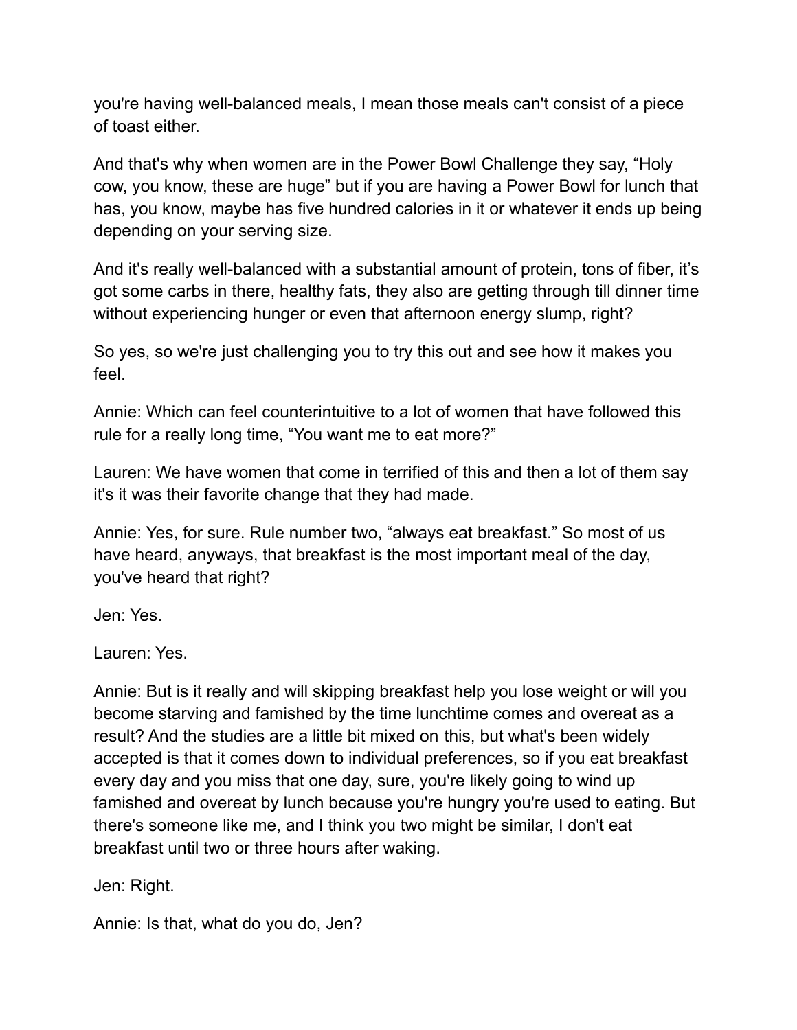you're having well-balanced meals, I mean those meals can't consist of a piece of toast either.

And that's why when women are in the Power Bowl Challenge they say, "Holy cow, you know, these are huge" but if you are having a Power Bowl for lunch that has, you know, maybe has five hundred calories in it or whatever it ends up being depending on your serving size.

And it's really well-balanced with a substantial amount of protein, tons of fiber, it's got some carbs in there, healthy fats, they also are getting through till dinner time without experiencing hunger or even that afternoon energy slump, right?

So yes, so we're just challenging you to try this out and see how it makes you feel.

Annie: Which can feel counterintuitive to a lot of women that have followed this rule for a really long time, "You want me to eat more?"

Lauren: We have women that come in terrified of this and then a lot of them say it's it was their favorite change that they had made.

Annie: Yes, for sure. Rule number two, "always eat breakfast." So most of us have heard, anyways, that breakfast is the most important meal of the day, you've heard that right?

Jen: Yes.

Lauren: Yes.

Annie: But is it really and will skipping breakfast help you lose weight or will you become starving and famished by the time lunchtime comes and overeat as a result? And the studies are a little bit mixed on this, but what's been widely accepted is that it comes down to individual preferences, so if you eat breakfast every day and you miss that one day, sure, you're likely going to wind up famished and overeat by lunch because you're hungry you're used to eating. But there's someone like me, and I think you two might be similar, I don't eat breakfast until two or three hours after waking.

Jen: Right.

Annie: Is that, what do you do, Jen?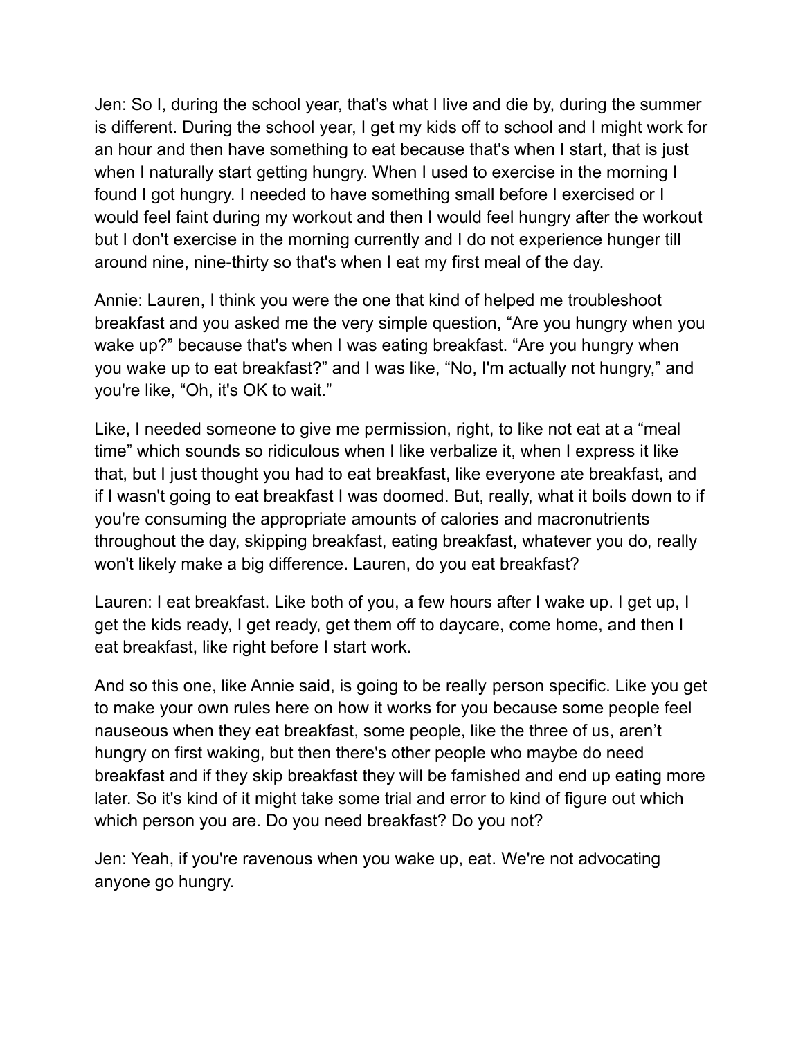Jen: So I, during the school year, that's what I live and die by, during the summer is different. During the school year, I get my kids off to school and I might work for an hour and then have something to eat because that's when I start, that is just when I naturally start getting hungry. When I used to exercise in the morning I found I got hungry. I needed to have something small before I exercised or I would feel faint during my workout and then I would feel hungry after the workout but I don't exercise in the morning currently and I do not experience hunger till around nine, nine-thirty so that's when I eat my first meal of the day.

Annie: Lauren, I think you were the one that kind of helped me troubleshoot breakfast and you asked me the very simple question, “Are you hungry when you wake up?” because that's when I was eating breakfast. “Are you hungry when you wake up to eat breakfast?” and I was like, “No, I'm actually not hungry,” and you're like, “Oh, it's OK to wait.”

Like, I needed someone to give me permission, right, to like not eat at a “meal time” which sounds so ridiculous when I like verbalize it, when I express it like that, but I just thought you had to eat breakfast, like everyone ate breakfast, and if I wasn't going to eat breakfast I was doomed. But, really, what it boils down to if you're consuming the appropriate amounts of calories and macronutrients throughout the day, skipping breakfast, eating breakfast, whatever you do, really won't likely make a big difference. Lauren, do you eat breakfast?

Lauren: I eat breakfast. Like both of you, a few hours after I wake up. I get up, I get the kids ready, I get ready, get them off to daycare, come home, and then I eat breakfast, like right before I start work.

And so this one, like Annie said, is going to be really person specific. Like you get to make your own rules here on how it works for you because some people feel nauseous when they eat breakfast, some people, like the three of us, aren’t hungry on first waking, but then there's other people who maybe do need breakfast and if they skip breakfast they will be famished and end up eating more later. So it's kind of it might take some trial and error to kind of figure out which which person you are. Do you need breakfast? Do you not?

Jen: Yeah, if you're ravenous when you wake up, eat. We're not advocating anyone go hungry.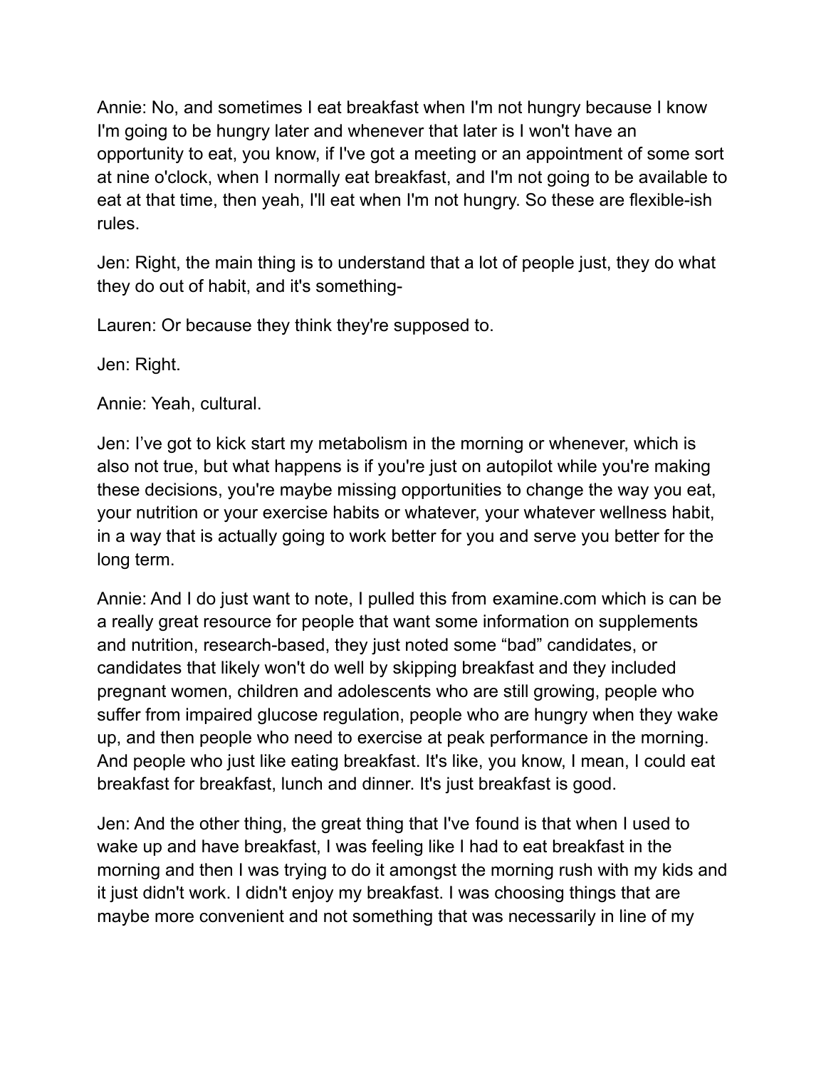Annie: No, and sometimes I eat breakfast when I'm not hungry because I know I'm going to be hungry later and whenever that later is I won't have an opportunity to eat, you know, if I've got a meeting or an appointment of some sort at nine o'clock, when I normally eat breakfast, and I'm not going to be available to eat at that time, then yeah, I'll eat when I'm not hungry. So these are flexible-ish rules.

Jen: Right, the main thing is to understand that a lot of people just, they do what they do out of habit, and it's something-

Lauren: Or because they think they're supposed to.

Jen: Right.

Annie: Yeah, cultural.

Jen: I've got to kick start my metabolism in the morning or whenever, which is also not true, but what happens is if you're just on autopilot while you're making these decisions, you're maybe missing opportunities to change the way you eat, your nutrition or your exercise habits or whatever, your whatever wellness habit, in a way that is actually going to work better for you and serve you better for the long term.

Annie: And I do just want to note, I pulled this from examine.com which is can be a really great resource for people that want some information on supplements and nutrition, research-based, they just noted some "bad" candidates, or candidates that likely won't do well by skipping breakfast and they included pregnant women, children and adolescents who are still growing, people who suffer from impaired glucose regulation, people who are hungry when they wake up, and then people who need to exercise at peak performance in the morning. And people who just like eating breakfast. It's like, you know, I mean, I could eat breakfast for breakfast, lunch and dinner. It's just breakfast is good.

Jen: And the other thing, the great thing that I've found is that when I used to wake up and have breakfast, I was feeling like I had to eat breakfast in the morning and then I was trying to do it amongst the morning rush with my kids and it just didn't work. I didn't enjoy my breakfast. I was choosing things that are maybe more convenient and not something that was necessarily in line of my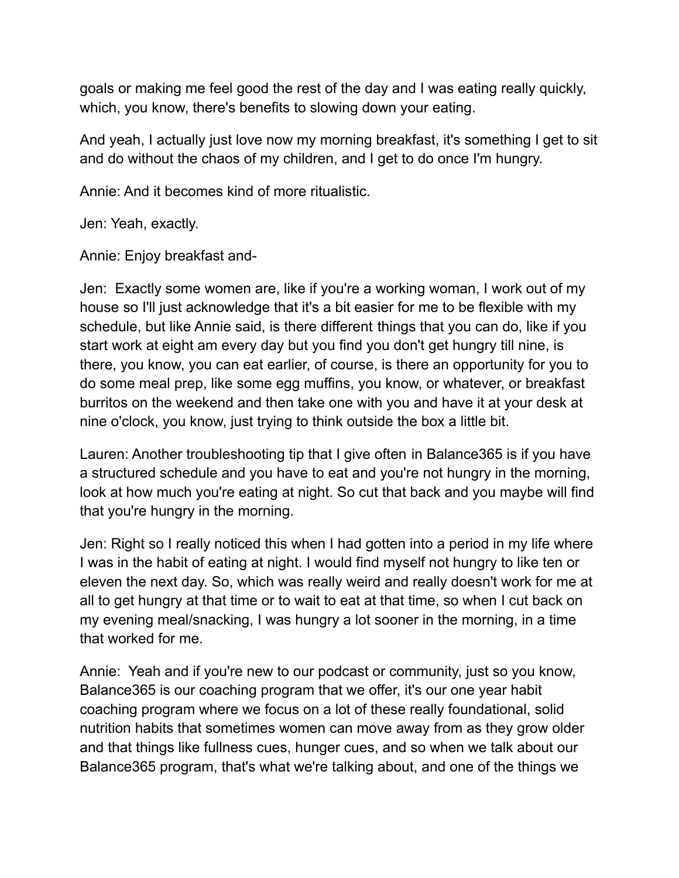goals or making me feel good the rest of the day and I was eating really quickly, which, you know, there's benefits to slowing down your eating.

And yeah, I actually just love now my morning breakfast, it's something I get to sit and do without the chaos of my children, and I get to do once I'm hungry.

Annie: And it becomes kind of more ritualistic.

Jen: Yeah, exactly.

Annie: Enjoy breakfast and-

Jen: Exactly some women are, like if you're a working woman, I work out of my house so I'll just acknowledge that it's a bit easier for me to be flexible with my schedule, but like Annie said, is there different things that you can do, like if you start work at eight am every day but you find you don't get hungry till nine, is there, you know, you can eat earlier, of course, is there an opportunity for you to do some meal prep, like some egg muffins, you know, or whatever, or breakfast burritos on the weekend and then take one with you and have it at your desk at nine o'clock, you know, just trying to think outside the box a little bit.

Lauren: Another troubleshooting tip that I give often in Balance365 is if you have a structured schedule and you have to eat and you're not hungry in the morning, look at how much you're eating at night. So cut that back and you maybe will find that you're hungry in the morning.

Jen: Right so I really noticed this when I had gotten into a period in my life where I was in the habit of eating at night. I would find myself not hungry to like ten or eleven the next day. So, which was really weird and really doesn't work for me at all to get hungry at that time or to wait to eat at that time, so when I cut back on my evening meal/snacking, I was hungry a lot sooner in the morning, in a time that worked for me.

Annie: Yeah and if you're new to our podcast or community, just so you know, Balance365 is our coaching program that we offer, it's our one year habit coaching program where we focus on a lot of these really foundational, solid nutrition habits that sometimes women can move away from as they grow older and that things like fullness cues, hunger cues, and so when we talk about our Balance365 program, that's what we're talking about, and one of the things we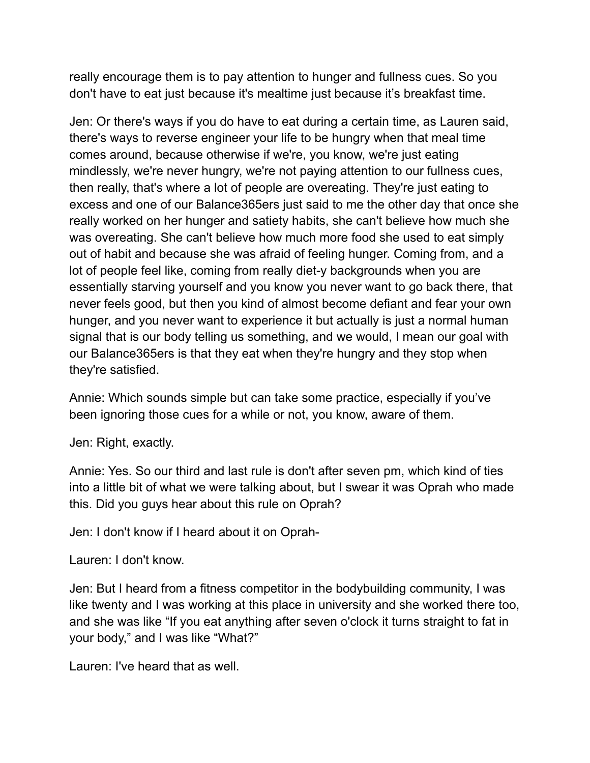really encourage them is to pay attention to hunger and fullness cues. So you don't have to eat just because it's mealtime just because it's breakfast time.

Jen: Or there's ways if you do have to eat during a certain time, as Lauren said, there's ways to reverse engineer your life to be hungry when that meal time comes around, because otherwise if we're, you know, we're just eating mindlessly, we're never hungry, we're not paying attention to our fullness cues, then really, that's where a lot of people are overeating. They're just eating to excess and one of our Balance365ers just said to me the other day that once she really worked on her hunger and satiety habits, she can't believe how much she was overeating. She can't believe how much more food she used to eat simply out of habit and because she was afraid of feeling hunger. Coming from, and a lot of people feel like, coming from really diet-y backgrounds when you are essentially starving yourself and you know you never want to go back there, that never feels good, but then you kind of almost become defiant and fear your own hunger, and you never want to experience it but actually is just a normal human signal that is our body telling us something, and we would, I mean our goal with our Balance365ers is that they eat when they're hungry and they stop when they're satisfied.

Annie: Which sounds simple but can take some practice, especially if you've been ignoring those cues for a while or not, you know, aware of them.

Jen: Right, exactly.

Annie: Yes. So our third and last rule is don't after seven pm, which kind of ties into a little bit of what we were talking about, but I swear it was Oprah who made this. Did you guys hear about this rule on Oprah?

Jen: I don't know if I heard about it on Oprah-

Lauren: I don't know.

Jen: But I heard from a fitness competitor in the bodybuilding community, I was like twenty and I was working at this place in university and she worked there too, and she was like "If you eat anything after seven o'clock it turns straight to fat in your body," and I was like "What?"

Lauren: I've heard that as well.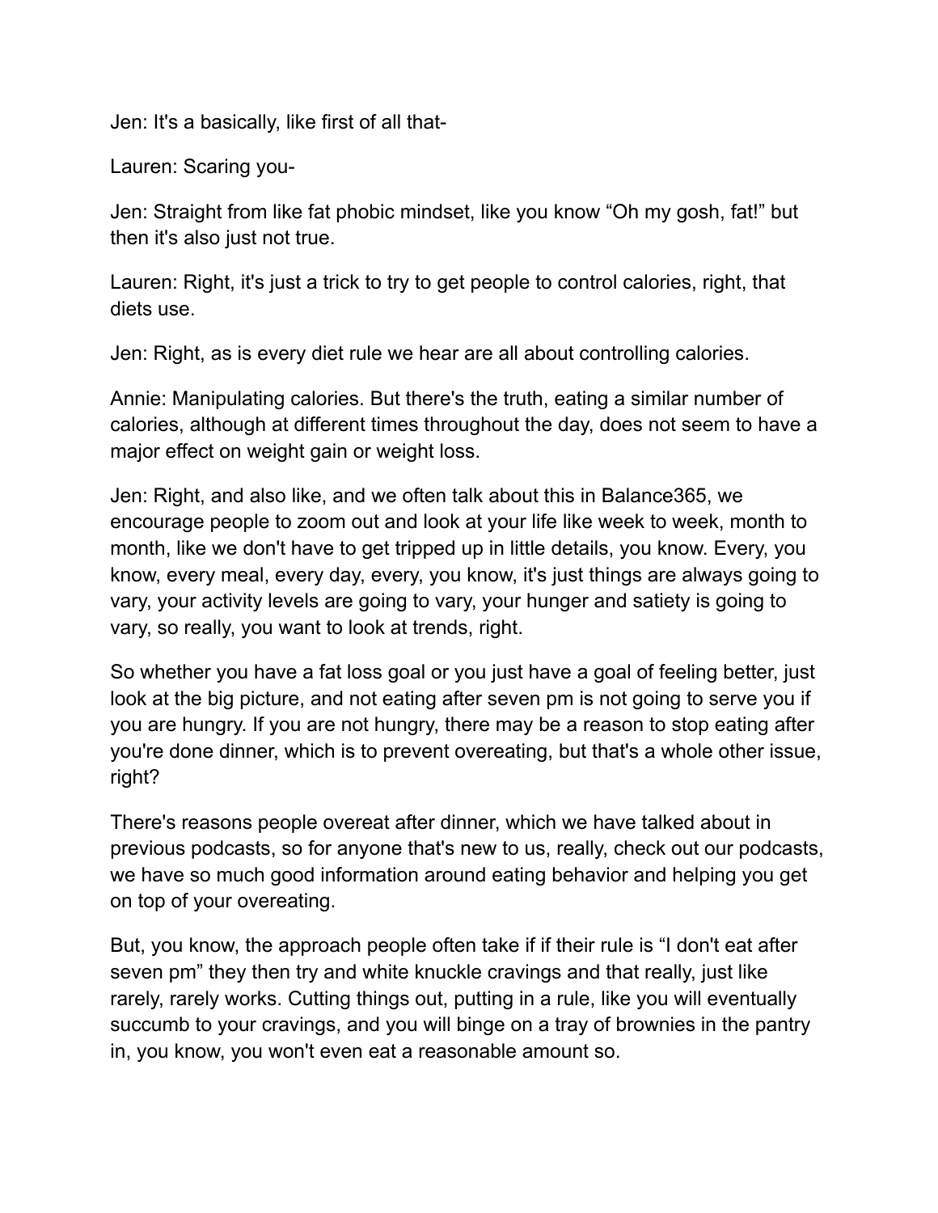Jen: It's a basically, like first of all that-

Lauren: Scaring you-

Jen: Straight from like fat phobic mindset, like you know "Oh my gosh, fat!" but then it's also just not true.

Lauren: Right, it's just a trick to try to get people to control calories, right, that diets use.

Jen: Right, as is every diet rule we hear are all about controlling calories.

Annie: Manipulating calories. But there's the truth, eating a similar number of calories, although at different times throughout the day, does not seem to have a major effect on weight gain or weight loss.

Jen: Right, and also like, and we often talk about this in Balance365, we encourage people to zoom out and look at your life like week to week, month to month, like we don't have to get tripped up in little details, you know. Every, you know, every meal, every day, every, you know, it's just things are always going to vary, your activity levels are going to vary, your hunger and satiety is going to vary, so really, you want to look at trends, right.

So whether you have a fat loss goal or you just have a goal of feeling better, just look at the big picture, and not eating after seven pm is not going to serve you if you are hungry. If you are not hungry, there may be a reason to stop eating after you're done dinner, which is to prevent overeating, but that's a whole other issue, right?

There's reasons people overeat after dinner, which we have talked about in previous podcasts, so for anyone that's new to us, really, check out our podcasts, we have so much good information around eating behavior and helping you get on top of your overeating.

But, you know, the approach people often take if if their rule is "I don't eat after seven pm" they then try and white knuckle cravings and that really, just like rarely, rarely works. Cutting things out, putting in a rule, like you will eventually succumb to your cravings, and you will binge on a tray of brownies in the pantry in, you know, you won't even eat a reasonable amount so.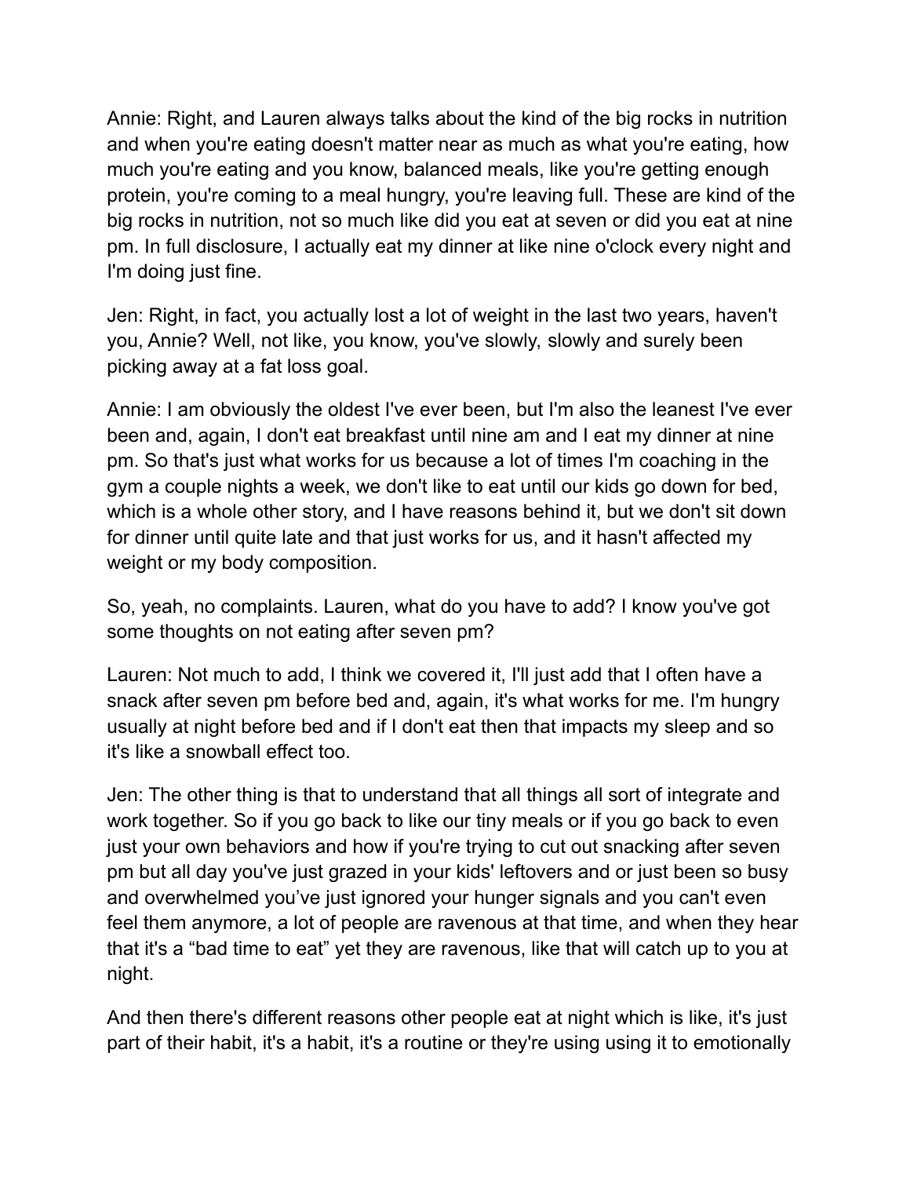Annie: Right, and Lauren always talks about the kind of the big rocks in nutrition and when you're eating doesn't matter near as much as what you're eating, how much you're eating and you know, balanced meals, like you're getting enough protein, you're coming to a meal hungry, you're leaving full. These are kind of the big rocks in nutrition, not so much like did you eat at seven or did you eat at nine pm. In full disclosure, I actually eat my dinner at like nine o'clock every night and I'm doing just fine.

Jen: Right, in fact, you actually lost a lot of weight in the last two years, haven't you, Annie? Well, not like, you know, you've slowly, slowly and surely been picking away at a fat loss goal.

Annie: I am obviously the oldest I've ever been, but I'm also the leanest I've ever been and, again, I don't eat breakfast until nine am and I eat my dinner at nine pm. So that's just what works for us because a lot of times I'm coaching in the gym a couple nights a week, we don't like to eat until our kids go down for bed, which is a whole other story, and I have reasons behind it, but we don't sit down for dinner until quite late and that just works for us, and it hasn't affected my weight or my body composition.

So, yeah, no complaints. Lauren, what do you have to add? I know you've got some thoughts on not eating after seven pm?

Lauren: Not much to add, I think we covered it, I'll just add that I often have a snack after seven pm before bed and, again, it's what works for me. I'm hungry usually at night before bed and if I don't eat then that impacts my sleep and so it's like a snowball effect too.

Jen: The other thing is that to understand that all things all sort of integrate and work together. So if you go back to like our tiny meals or if you go back to even just your own behaviors and how if you're trying to cut out snacking after seven pm but all day you've just grazed in your kids' leftovers and or just been so busy and overwhelmed you've just ignored your hunger signals and you can't even feel them anymore, a lot of people are ravenous at that time, and when they hear that it's a "bad time to eat" yet they are ravenous, like that will catch up to you at night.

And then there's different reasons other people eat at night which is like, it's just part of their habit, it's a habit, it's a routine or they're using using it to emotionally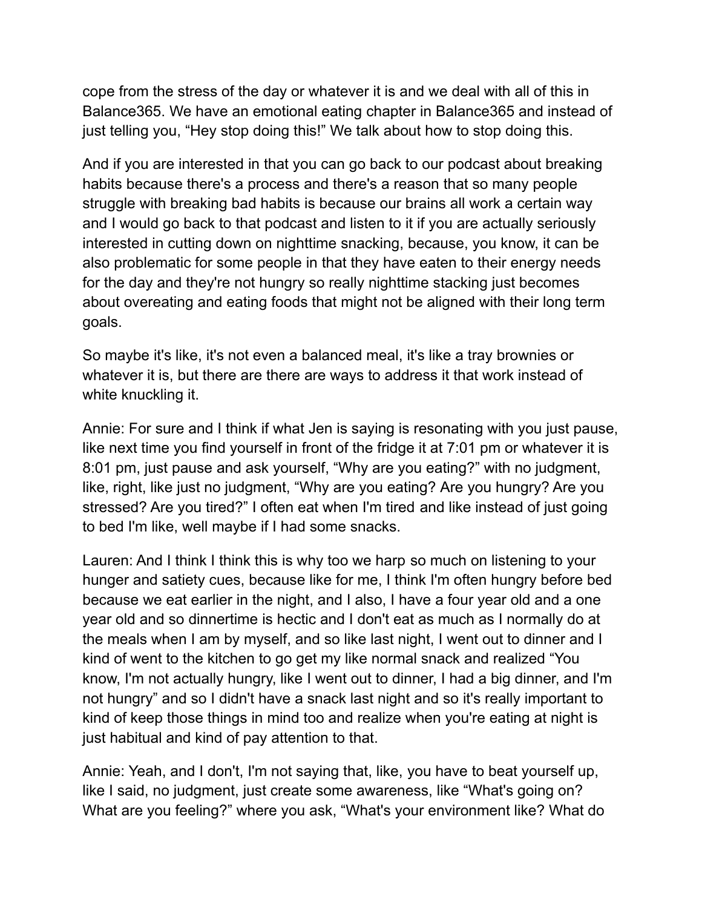cope from the stress of the day or whatever it is and we deal with all of this in Balance365. We have an emotional eating chapter in Balance365 and instead of just telling you, "Hey stop doing this!" We talk about how to stop doing this.

And if you are interested in that you can go back to our podcast about breaking habits because there's a process and there's a reason that so many people struggle with breaking bad habits is because our brains all work a certain way and I would go back to that podcast and listen to it if you are actually seriously interested in cutting down on nighttime snacking, because, you know, it can be also problematic for some people in that they have eaten to their energy needs for the day and they're not hungry so really nighttime stacking just becomes about overeating and eating foods that might not be aligned with their long term goals.

So maybe it's like, it's not even a balanced meal, it's like a tray brownies or whatever it is, but there are there are ways to address it that work instead of white knuckling it.

Annie: For sure and I think if what Jen is saying is resonating with you just pause, like next time you find yourself in front of the fridge it at 7:01 pm or whatever it is 8:01 pm, just pause and ask yourself, "Why are you eating?" with no judgment, like, right, like just no judgment, "Why are you eating? Are you hungry? Are you stressed? Are you tired?" I often eat when I'm tired and like instead of just going to bed I'm like, well maybe if I had some snacks.

Lauren: And I think I think this is why too we harp so much on listening to your hunger and satiety cues, because like for me, I think I'm often hungry before bed because we eat earlier in the night, and I also, I have a four year old and a one year old and so dinnertime is hectic and I don't eat as much as I normally do at the meals when I am by myself, and so like last night, I went out to dinner and I kind of went to the kitchen to go get my like normal snack and realized "You know, I'm not actually hungry, like I went out to dinner, I had a big dinner, and I'm not hungry" and so I didn't have a snack last night and so it's really important to kind of keep those things in mind too and realize when you're eating at night is just habitual and kind of pay attention to that.

Annie: Yeah, and I don't, I'm not saying that, like, you have to beat yourself up, like I said, no judgment, just create some awareness, like "What's going on? What are you feeling?" where you ask, "What's your environment like? What do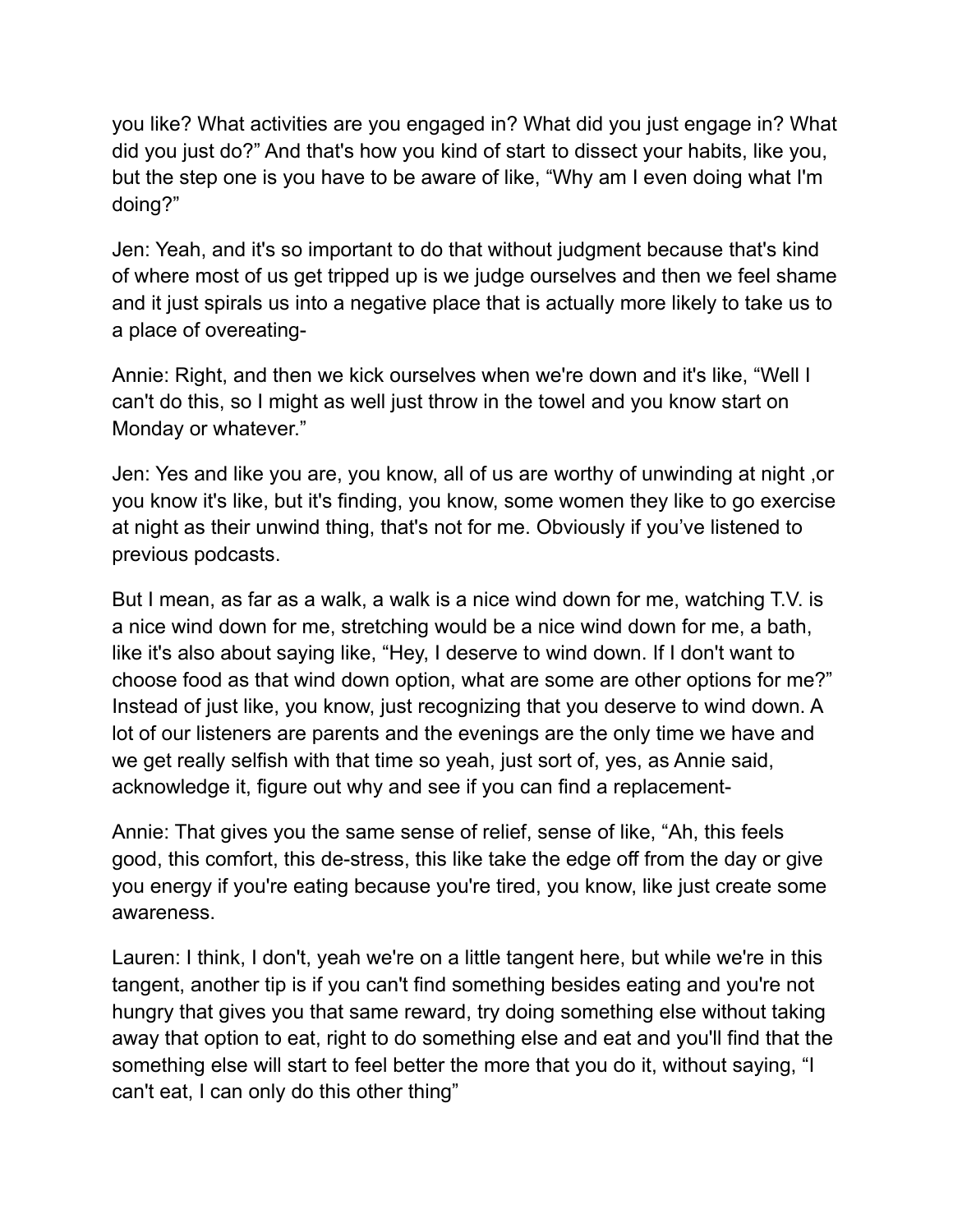you like? What activities are you engaged in? What did you just engage in? What did you just do?" And that's how you kind of start to dissect your habits, like you, but the step one is you have to be aware of like, "Why am I even doing what I'm doing?"

Jen: Yeah, and it's so important to do that without judgment because that's kind of where most of us get tripped up is we judge ourselves and then we feel shame and it just spirals us into a negative place that is actually more likely to take us to a place of overeating-

Annie: Right, and then we kick ourselves when we're down and it's like, "Well I can't do this, so I might as well just throw in the towel and you know start on Monday or whatever."

Jen: Yes and like you are, you know, all of us are worthy of unwinding at night ,or you know it's like, but it's finding, you know, some women they like to go exercise at night as their unwind thing, that's not for me. Obviously if you've listened to previous podcasts.

But I mean, as far as a walk, a walk is a nice wind down for me, watching T.V. is a nice wind down for me, stretching would be a nice wind down for me, a bath, like it's also about saying like, "Hey, I deserve to wind down. If I don't want to choose food as that wind down option, what are some are other options for me?" Instead of just like, you know, just recognizing that you deserve to wind down. A lot of our listeners are parents and the evenings are the only time we have and we get really selfish with that time so yeah, just sort of, yes, as Annie said, acknowledge it, figure out why and see if you can find a replacement-

Annie: That gives you the same sense of relief, sense of like, "Ah, this feels good, this comfort, this de-stress, this like take the edge off from the day or give you energy if you're eating because you're tired, you know, like just create some awareness.

Lauren: I think, I don't, yeah we're on a little tangent here, but while we're in this tangent, another tip is if you can't find something besides eating and you're not hungry that gives you that same reward, try doing something else without taking away that option to eat, right to do something else and eat and you'll find that the something else will start to feel better the more that you do it, without saying, "I can't eat, I can only do this other thing"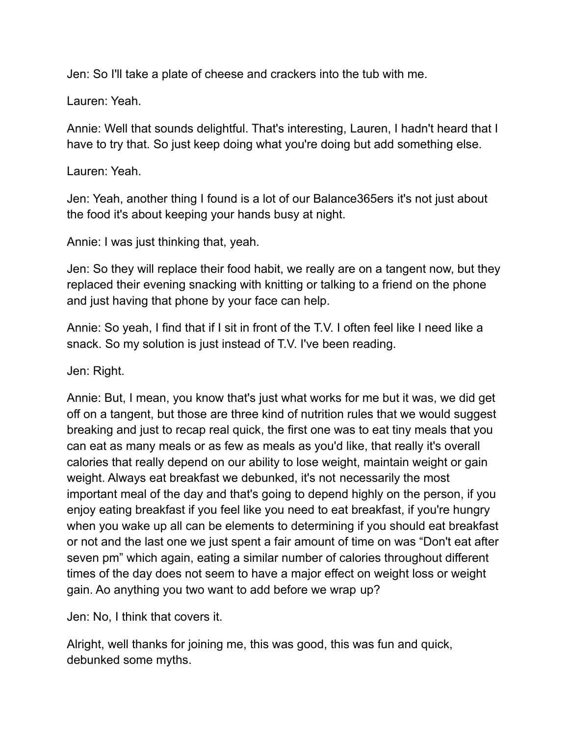Jen: So I'll take a plate of cheese and crackers into the tub with me.

Lauren: Yeah.

Annie: Well that sounds delightful. That's interesting, Lauren, I hadn't heard that I have to try that. So just keep doing what you're doing but add something else.

Lauren: Yeah.

Jen: Yeah, another thing I found is a lot of our Balance365ers it's not just about the food it's about keeping your hands busy at night.

Annie: I was just thinking that, yeah.

Jen: So they will replace their food habit, we really are on a tangent now, but they replaced their evening snacking with knitting or talking to a friend on the phone and just having that phone by your face can help.

Annie: So yeah, I find that if I sit in front of the T.V. I often feel like I need like a snack. So my solution is just instead of T.V. I've been reading.

Jen: Right.

Annie: But, I mean, you know that's just what works for me but it was, we did get off on a tangent, but those are three kind of nutrition rules that we would suggest breaking and just to recap real quick, the first one was to eat tiny meals that you can eat as many meals or as few as meals as you'd like, that really it's overall calories that really depend on our ability to lose weight, maintain weight or gain weight. Always eat breakfast we debunked, it's not necessarily the most important meal of the day and that's going to depend highly on the person, if you enjoy eating breakfast if you feel like you need to eat breakfast, if you're hungry when you wake up all can be elements to determining if you should eat breakfast or not and the last one we just spent a fair amount of time on was "Don't eat after seven pm" which again, eating a similar number of calories throughout different times of the day does not seem to have a major effect on weight loss or weight gain. Ao anything you two want to add before we wrap up?

Jen: No, I think that covers it.

Alright, well thanks for joining me, this was good, this was fun and quick, debunked some myths.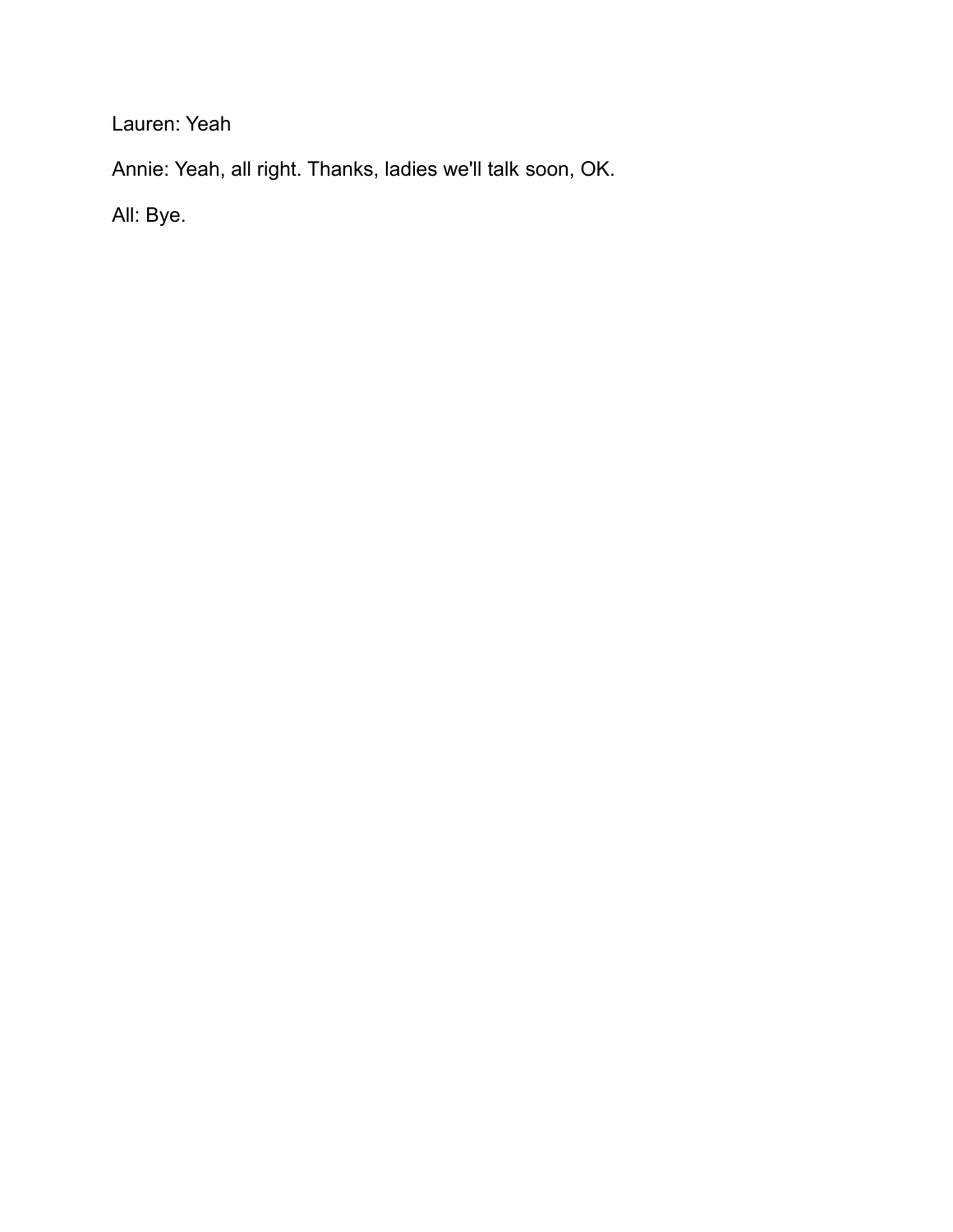Lauren: Yeah

Annie: Yeah, all right. Thanks, ladies we'll talk soon, OK.

All: Bye.